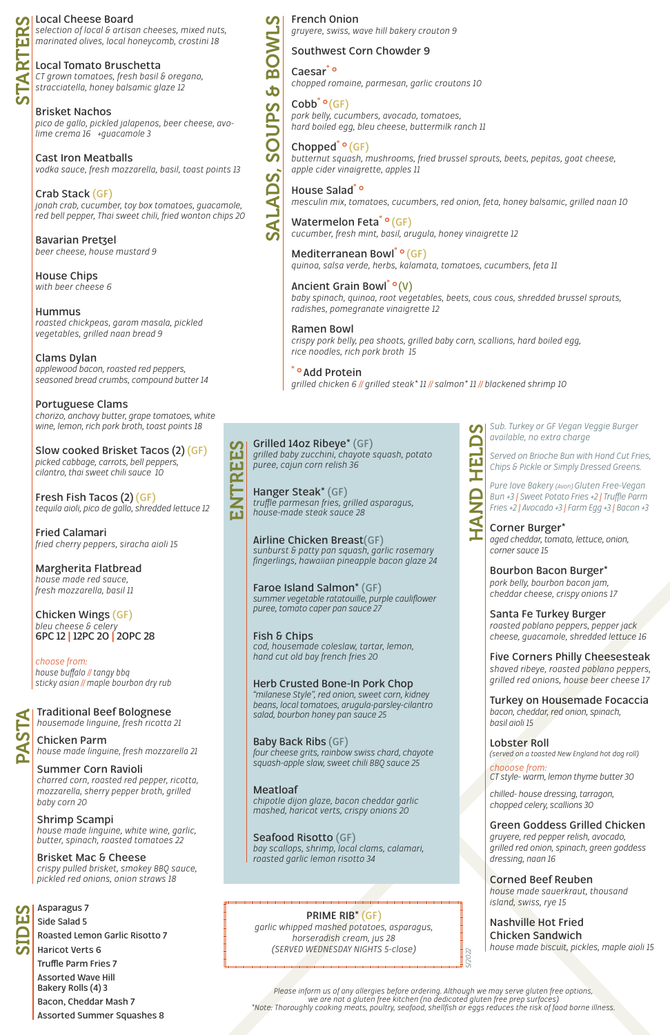## STARTERS

**Local Cheese Board**
*selection of local & artisan cheeses, mixed nuts, marinated olives, local honeycomb, crostini 18*

**Local Tomato Bruschetta**
*CT grown tomatoes, fresh basil & oregano, stracciatella, honey balsamic glaze 12*

**Brisket Nachos**
*pico de gallo, pickled jalapenos, beer cheese, avo-lime crema 16 +guacamole 3*

**Cast Iron Meatballs**
*vodka sauce, fresh mozzarella, basil, toast points 13*

**Crab Stack (GF)**
*jonah crab, cucumber, toy box tomatoes, guacamole, red bell pepper, Thai sweet chili, fried wonton chips 20*

**Bavarian Pretzel**
*beer cheese, house mustard 9*

**House Chips**
*with beer cheese 6*

**Hummus**
*roasted chickpeas, garam masala, pickled vegetables, grilled naan bread 9*

**Clams Dylan**
*applewood bacon, roasted red peppers, seasoned bread crumbs, compound butter 14*

**Portuguese Clams**
*chorizo, anchovy butter, grape tomatoes, white wine, lemon, rich pork broth, toast points 18*

**Slow cooked Brisket Tacos (2) (GF)**
*picked cabbage, carrots, bell peppers, cilantro, thai sweet chili sauce 10*

**Fresh Fish Tacos (2) (GF)**
*tequila aioli, pico de gallo, shredded lettuce 12*

**Fried Calamari**
*fried cherry peppers, siracha aioli 15*

**Margherita Flatbread**
*house made red sauce, fresh mozzarella, basil 11*

**Chicken Wings (GF)**
*bleu cheese & celery*
6PC 12 | 12PC 20 | 20PC 28

*choose from:*
*house buffalo // tangy bbq*
*sticky asian // maple bourbon dry rub*

## PASTA

**Traditional Beef Bolognese**
*housemade linguine, fresh ricotta 21*

**Chicken Parm**
*house made linguine, fresh mozzarella 21*

**Summer Corn Ravioli**
*charred corn, roasted red pepper, ricotta, mozzarella, sherry pepper broth, grilled baby corn 20*

**Shrimp Scampi**
*house made linguine, white wine, garlic, butter, spinach, roasted tomatoes 22*

**Brisket Mac & Cheese**
*crispy pulled brisket, smokey BBQ sauce, pickled red onions, onion straws 18*

## SIDES

- Asparagus 7
- Side Salad 5
- Roasted Lemon Garlic Risotto 7
- Haricot Verts 6
- Truffle Parm Fries 7
- Assorted Wave Hill Bakery Rolls (4) 3
- Bacon, Cheddar Mash 7
- Assorted Summer Squashes 8

## SALADS, SOUPS & BOWLS

**French Onion**
*gruyere, swiss, wave hill bakery crouton 9*

**Southwest Corn Chowder 9**

**Caesar˚ ˚**
*chopped romaine, parmesan, garlic croutons 10*

**Cobb˚ ˚(GF)**
*pork belly, cucumbers, avocado, tomatoes, hard boiled egg, bleu cheese, buttermilk ranch 11*

**Chopped˚ ˚ (GF)**
*butternut squash, mushrooms, fried brussel sprouts, beets, pepitas, goat cheese, apple cider vinaigrette, apples 11*

**House Salad˚ ˚**
*mesculin mix, tomatoes, cucumbers, red onion, feta, honey balsamic, grilled naan 10*

**Watermelon Feta˚ ˚ (GF)**
*cucumber, fresh mint, basil, arugula, honey vinaigrette 12*

**Mediterranean Bowl˚ ˚ (GF)**
*quinoa, salsa verde, herbs, kalamata, tomatoes, cucumbers, feta 11*

**Ancient Grain Bowl˚ ˚(V)**
*baby spinach, quinoa, root vegetables, beets, cous cous, shredded brussel sprouts, radishes, pomegranate vinaigrette 12*

**Ramen Bowl**
*crispy pork belly, pea shoots, grilled baby corn, scallions, hard boiled egg, rice noodles, rich pork broth 15*

**˚ ˚Add Protein**
*grilled chicken 6 // grilled steak* 11 // salmon* 11 // blackened shrimp 10*

## ENTREES

**Grilled 14oz Ribeye* (GF)**
*grilled baby zucchini, chayote squash, potato puree, cajun corn relish 36*

**Hanger Steak* (GF)**
*truffle parmesan fries, grilled asparagus, house-made steak sauce 28*

**Airline Chicken Breast(GF)**
*sunburst & patty pan squash, garlic rosemary fingerlings, hawaiian pineapple bacon glaze 24*

**Faroe Island Salmon* (GF)**
*summer vegetable ratatouille, purple cauliflower puree, tomato caper pan sauce 27*

**Fish & Chips**
*cod, housemade coleslaw, tartar, lemon, hand cut old bay french fries 20*

**Herb Crusted Bone-In Pork Chop**
*"milanese Style", red onion, sweet corn, kidney beans, local tomatoes, arugula-parsley-cilantro salad, bourbon honey pan sauce 25*

**Baby Back Ribs (GF)**
*four cheese grits, rainbow swiss chard, chayote squash-apple slaw, sweet chili BBQ sauce 25*

**Meatloaf**
*chipotle dijon glaze, bacon cheddar garlic mashed, haricot verts, crispy onions 20*

**Seafood Risotto (GF)**
*bay scallops, shrimp, local clams, calamari, roasted garlic lemon risotto 34*

**PRIME RIB* (GF)**
*garlic whipped mashed potatoes, asparagus, horseradish cream, jus 28*
*(SERVED WEDNESDAY NIGHTS 5-close)*

## HAND HELDS

*Sub. Turkey or GF Vegan Veggie Burger available, no extra charge*

*Served on Brioche Bun with Hand Cut Fries, Chips & Pickle or Simply Dressed Greens.*

*Pure love Bakery (Avon) Gluten Free-Vegan Bun +3 | Sweet Potato Fries +2 | Truffle Parm Fries +2 | Avocado +3 | Farm Egg +3 | Bacon +3*

**Corner Burger***
*aged cheddar, tomato, lettuce, onion, corner sauce 15*

**Bourbon Bacon Burger***
*pork belly, bourbon bacon jam, cheddar cheese, crispy onions 17*

**Santa Fe Turkey Burger**
*roasted poblano peppers, pepper jack cheese, guacamole, shredded lettuce 16*

**Five Corners Philly Cheesesteak**
*shaved ribeye, roasted poblano peppers, grilled red onions, house beer cheese 17*

**Turkey on Housemade Focaccia**
*bacon, cheddar, red onion, spinach, basil aioli 15*

**Lobster Roll**
*(served on a toasted New England hot dog roll)*

*chooose from:*
*CT style- warm, lemon thyme butter 30*

*chilled- house dressing, tarragon, chopped celery, scallions 30*

**Green Goddess Grilled Chicken**
*gruyere, red pepper relish, avocado, grilled red onion, spinach, green goddess dressing, naan 16*

**Corned Beef Reuben**
*house made sauerkraut, thousand island, swiss, rye 15*

**Nashville Hot Fried Chicken Sandwich**
*house made biscuit, pickles, maple aioli 15*

5/2022

*Please inform us of any allergies before ordering. Although we may serve gluten free options, we are not a gluten free kitchen (no dedicated gluten free prep surfaces)*
*\*Note: Thoroughly cooking meats, poultry, seafood, shellfish or eggs reduces the risk of food borne illness.*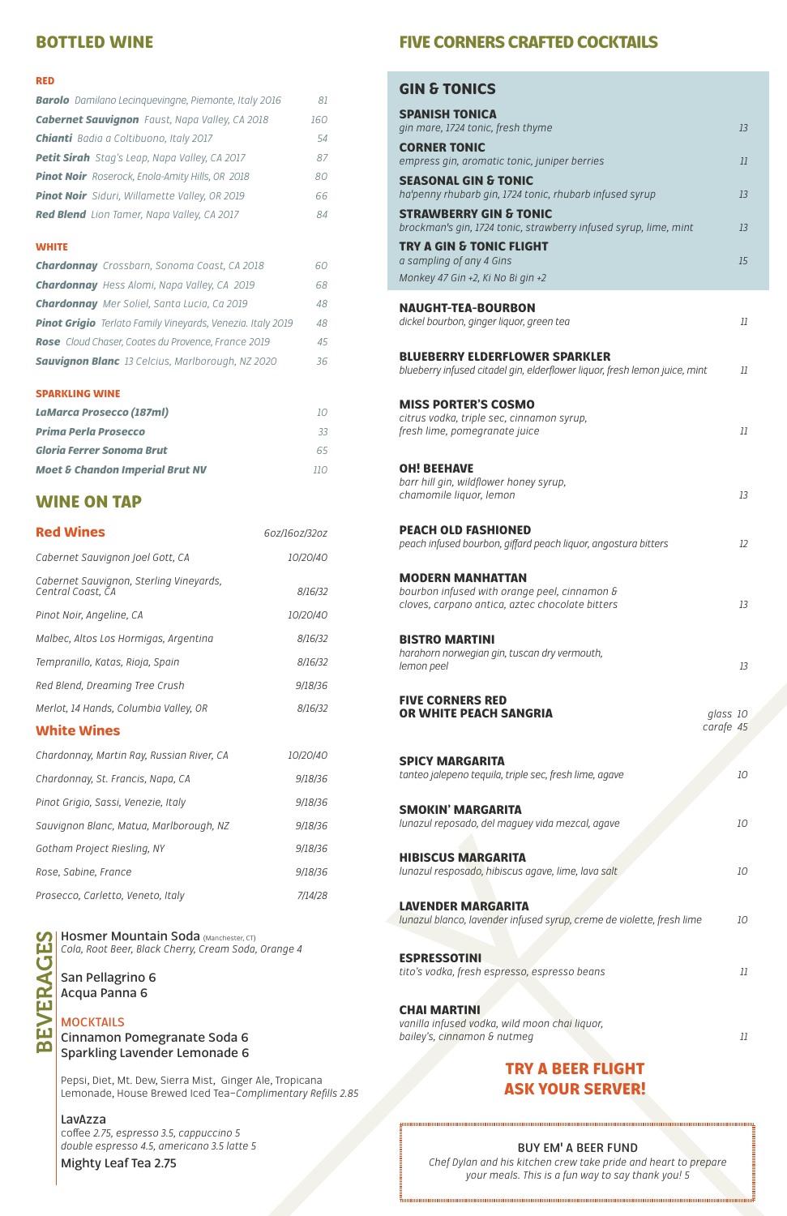## BOTTLED WINE

### RED

| | |
|---|---|
| ***Barolo*** *Damilano Lecinquevingne, Piemonte, Italy 2016* | *81* |
| ***Cabernet Sauvignon*** *Faust, Napa Valley, CA 2018* | *160* |
| ***Chianti*** *Badia a Coltibuono, Italy 2017* | *54* |
| ***Petit Sirah*** *Stag's Leap, Napa Valley, CA 2017* | *87* |
| ***Pinot Noir*** *Roserock, Enola-Amity Hills, OR 2018* | *80* |
| ***Pinot Noir*** *Siduri, Willamette Valley, OR 2019* | *66* |
| ***Red Blend*** *Lion Tamer, Napa Valley, CA 2017* | *84* |

### WHITE

| | |
|---|---|
| ***Chardonnay*** *Crossbarn, Sonoma Coast, CA 2018* | *60* |
| ***Chardonnay*** *Hess Alomi, Napa Valley, CA 2019* | *68* |
| ***Chardonnay*** *Mer Soliel, Santa Lucia, Ca 2019* | *48* |
| ***Pinot Grigio*** *Terlato Family Vineyards, Venezia. Italy 2019* | *48* |
| ***Rose*** *Cloud Chaser, Coates du Provence, France 2019* | *45* |
| ***Sauvignon Blanc*** *13 Celcius, Marlborough, NZ 2020* | *36* |

### SPARKLING WINE

| | |
|---|---|
| ***LaMarca Prosecco (187ml)*** | *10* |
| ***Prima Perla Prosecco*** | *33* |
| ***Gloria Ferrer Sonoma Brut*** | *65* |
| ***Moet & Chandon Imperial Brut NV*** | *110* |

## WINE ON TAP

| **Red Wines** | *6oz/16oz/32oz* |
|---|---|
| *Cabernet Sauvignon Joel Gott, CA* | *10/20/40* |
| *Cabernet Sauvignon, Sterling Vineyards, Central Coast, CA* | *8/16/32* |
| *Pinot Noir, Angeline, CA* | *10/20/40* |
| *Malbec, Altos Los Hormigas, Argentina* | *8/16/32* |
| *Tempranillo, Katas, Rioja, Spain* | *8/16/32* |
| *Red Blend, Dreaming Tree Crush* | *9/18/36* |
| *Merlot, 14 Hands, Columbia Valley, OR* | *8/16/32* |
| **White Wines** | |
| *Chardonnay, Martin Ray, Russian River, CA* | *10/20/40* |
| *Chardonnay, St. Francis, Napa, CA* | *9/18/36* |
| *Pinot Grigio, Sassi, Venezie, Italy* | *9/18/36* |
| *Sauvignon Blanc, Matua, Marlborough, NZ* | *9/18/36* |
| *Gotham Project Riesling, NY* | *9/18/36* |
| *Rose, Sabine, France* | *9/18/36* |
| *Prosecco, Carletto, Veneto, Italy* | *7/14/28* |

## BEVERAGES

**Hosmer Mountain Soda** (Manchester, CT)
*Cola, Root Beer, Black Cherry, Cream Soda, Orange 4*

San Pellagrino 6
Acqua Panna 6

**MOCKTAILS**
Cinnamon Pomegranate Soda 6
Sparkling Lavender Lemonade 6

Pepsi, Diet, Mt. Dew, Sierra Mist, Ginger Ale, Tropicana Lemonade, House Brewed Iced Tea–*Complimentary Refills 2.85*

**LavAzza**
*coffee 2.75, espresso 3.5, cappuccino 5*
*double espresso 4.5, americano 3.5 latte 5*

Mighty Leaf Tea 2.75

## FIVE CORNERS CRAFTED COCKTAILS

### GIN & TONICS

**SPANISH TONICA**
*gin mare, 1724 tonic, fresh thyme* — *13*

**CORNER TONIC**
*empress gin, aromatic tonic, juniper berries* — *11*

**SEASONAL GIN & TONIC**
*ha'penny rhubarb gin, 1724 tonic, rhubarb infused syrup* — *13*

**STRAWBERRY GIN & TONIC**
*brockman's gin, 1724 tonic, strawberry infused syrup, lime, mint* — *13*

**TRY A GIN & TONIC FLIGHT**
*a sampling of any 4 Gins* — *15*
*Monkey 47 Gin +2, Ki No Bi gin +2*

**NAUGHT-TEA-BOURBON**
*dickel bourbon, ginger liquor, green tea* — *11*

**BLUEBERRY ELDERFLOWER SPARKLER**
*blueberry infused citadel gin, elderflower liquor, fresh lemon juice, mint* — *11*

**MISS PORTER'S COSMO**
*citrus vodka, triple sec, cinnamon syrup, fresh lime, pomegranate juice* — *11*

**OH! BEEHAVE**
*barr hill gin, wildflower honey syrup, chamomile liquor, lemon* — *13*

**PEACH OLD FASHIONED**
*peach infused bourbon, giffard peach liquor, angostura bitters* — *12*

**MODERN MANHATTAN**
*bourbon infused with orange peel, cinnamon & cloves, carpano antica, aztec chocolate bitters* — *13*

**BISTRO MARTINI**
*harahorn norwegian gin, tuscan dry vermouth, lemon peel* — *13*

**FIVE CORNERS RED OR WHITE PEACH SANGRIA**
*glass 10*
*carafe 45*

**SPICY MARGARITA**
*tanteo jalepeno tequila, triple sec, fresh lime, agave* — *10*

**SMOKIN' MARGARITA**
*lunazul reposado, del maguey vida mezcal, agave* — *10*

**HIBISCUS MARGARITA**
*lunazul resposado, hibiscus agave, lime, lava salt* — *10*

**LAVENDER MARGARITA**
*lunazul blanco, lavender infused syrup, creme de violette, fresh lime* — *10*

**ESPRESSOTINI**
*tito's vodka, fresh espresso, espresso beans* — *11*

**CHAI MARTINI**
*vanilla infused vodka, wild moon chai liquor, bailey's, cinnamon & nutmeg* — *11*

**TRY A BEER FLIGHT**
**ASK YOUR SERVER!**

BUY EM' A BEER FUND
*Chef Dylan and his kitchen crew take pride and heart to prepare your meals. This is a fun way to say thank you! 5*